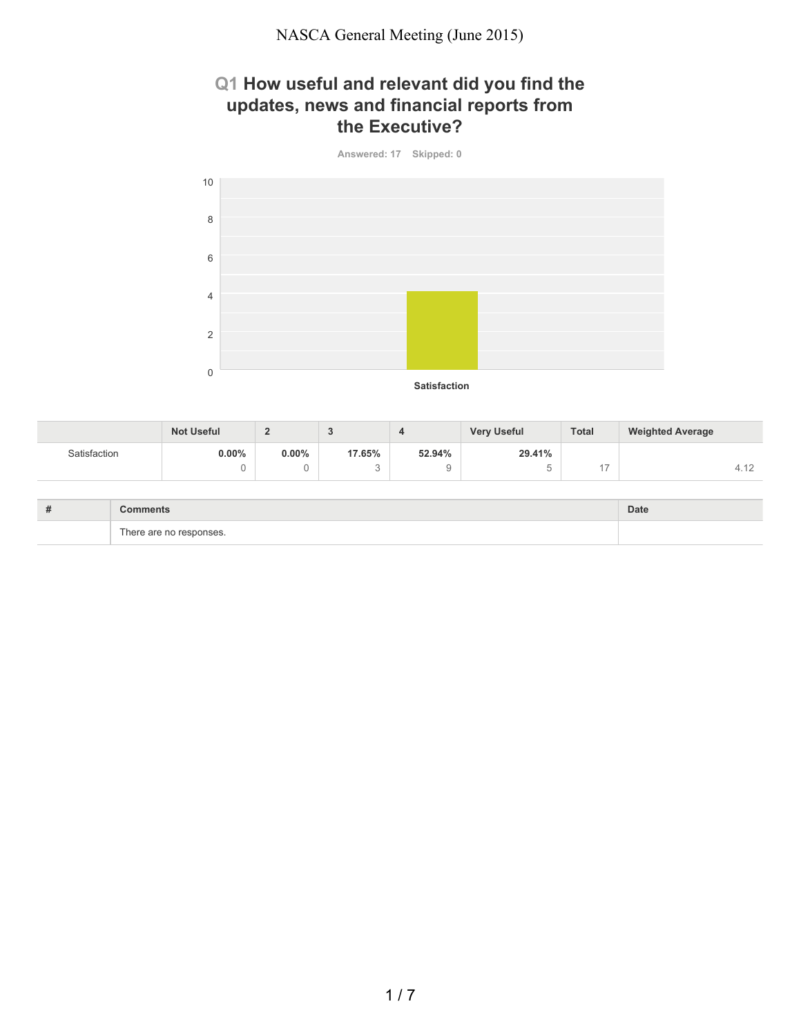# NASCA General Meeting (June 2015)

## Q1 How useful and relevant did you find the updates, news and financial reports from the Executive?

Answered: 17 Skipped: 0

|  | Not Useful | 2 | 3 | 4 | Very Useful | Total | Weighted Average |
|---|---|---|---|---|---|---|---|
| Satisfaction | **0.00%** 0 | **0.00%** 0 | **17.65%** 3 | **52.94%** 9 | **29.41%** 5 | 17 | 4.12 |

| # | Comments | Date |
|---|---|---|
|  | There are no responses. |  |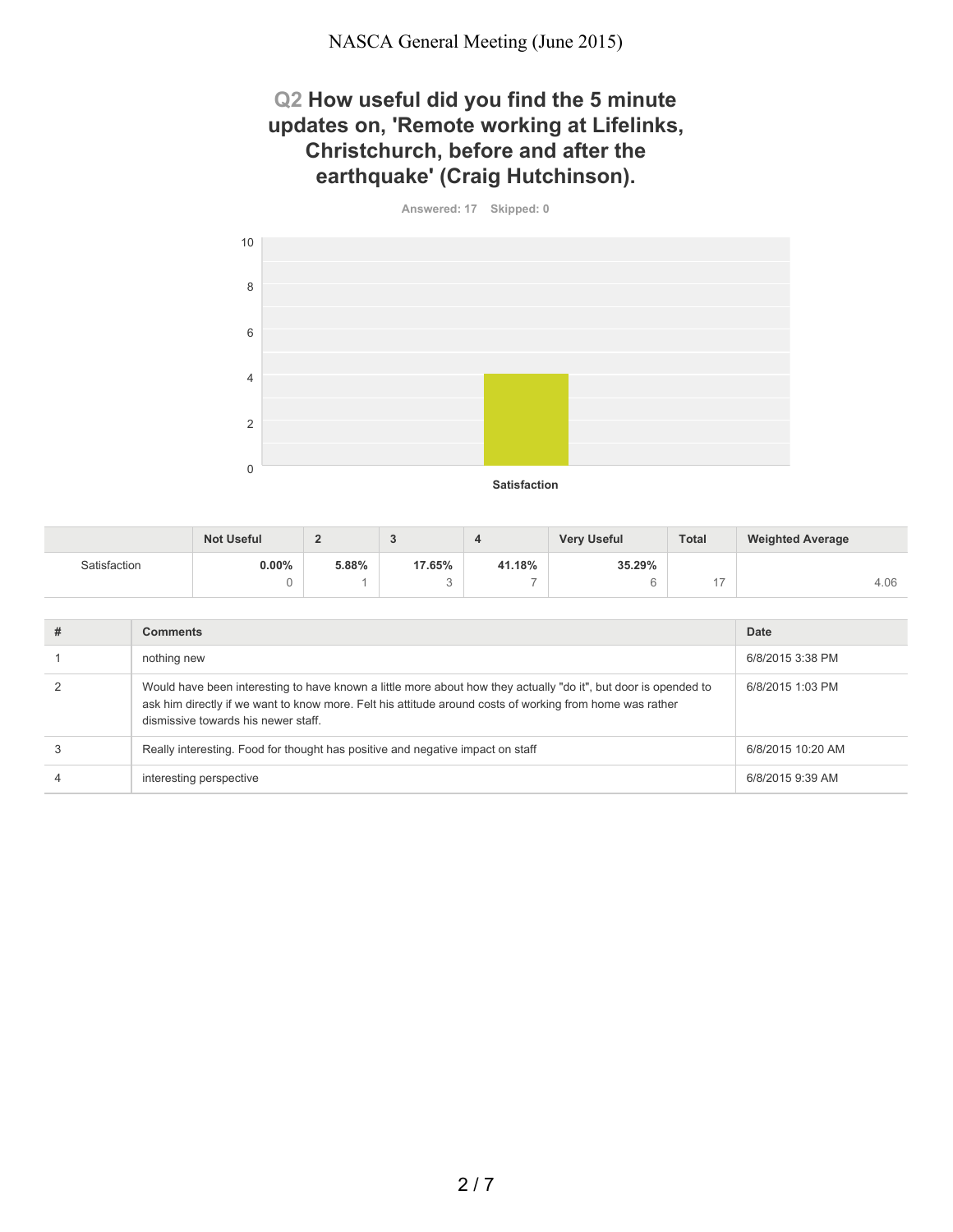# Q2 How useful did you find the 5 minute updates on, 'Remote working at Lifelinks, Christchurch, before and after the earthquake' (Craig Hutchinson).

Answered: 17 Skipped: 0

| | Not Useful | 2 | 3 | 4 | Very Useful | Total | Weighted Average |
|---|---|---|---|---|---|---|---|
| Satisfaction | **0.00%** | **5.88%** | **17.65%** | **41.18%** | **35.29%** | | |
| | 0 | 1 | 3 | 7 | 6 | 17 | 4.06 |

| # | Comments | Date |
|---|---|---|
| 1 | nothing new | 6/8/2015 3:38 PM |
| 2 | Would have been interesting to have known a little more about how they actually "do it", but door is opended to ask him directly if we want to know more. Felt his attitude around costs of working from home was rather dismissive towards his newer staff. | 6/8/2015 1:03 PM |
| 3 | Really interesting. Food for thought has positive and negative impact on staff | 6/8/2015 10:20 AM |
| 4 | interesting perspective | 6/8/2015 9:39 AM |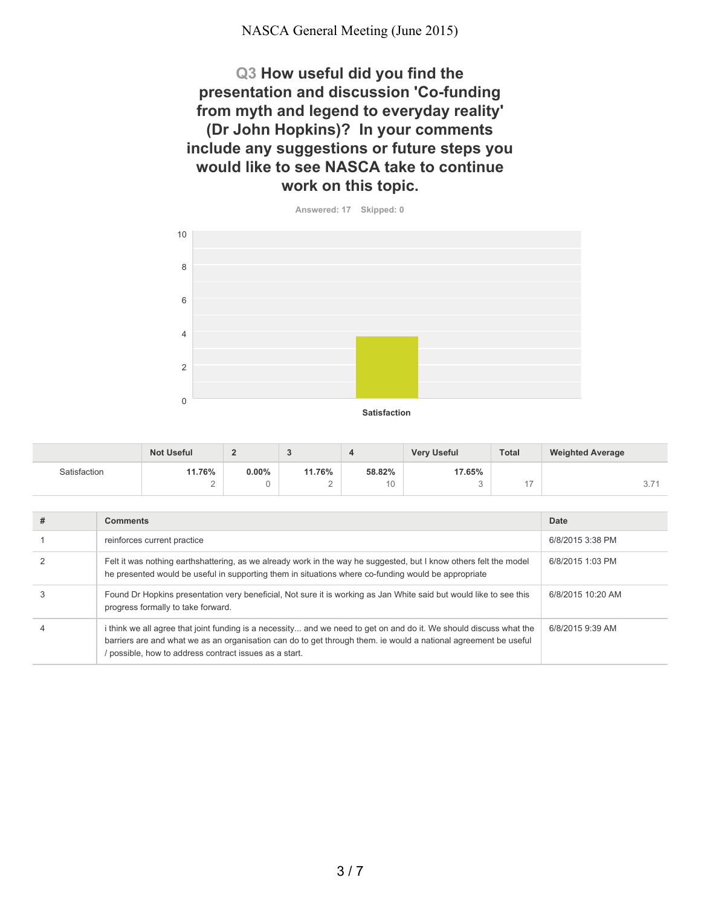## Q3 How useful did you find the presentation and discussion 'Co-funding from myth and legend to everyday reality' (Dr John Hopkins)? In your comments include any suggestions or future steps you would like to see NASCA take to continue work on this topic.

Answered: 17 Skipped: 0

|  | Not Useful | 2 | 3 | 4 | Very Useful | Total | Weighted Average |
|---|---|---|---|---|---|---|---|
| Satisfaction | **11.76%** 2 | **0.00%** 0 | **11.76%** 2 | **58.82%** 10 | **17.65%** 3 | 17 | 3.71 |

| # | Comments | Date |
|---|---|---|
| 1 | reinforces current practice | 6/8/2015 3:38 PM |
| 2 | Felt it was nothing earthshattering, as we already work in the way he suggested, but I know others felt the model he presented would be useful in supporting them in situations where co-funding would be appropriate | 6/8/2015 1:03 PM |
| 3 | Found Dr Hopkins presentation very beneficial, Not sure it is working as Jan White said but would like to see this progress formally to take forward. | 6/8/2015 10:20 AM |
| 4 | i think we all agree that joint funding is a necessity... and we need to get on and do it. We should discuss what the barriers are and what we as an organisation can do to get through them. ie would a national agreement be useful / possible, how to address contract issues as a start. | 6/8/2015 9:39 AM |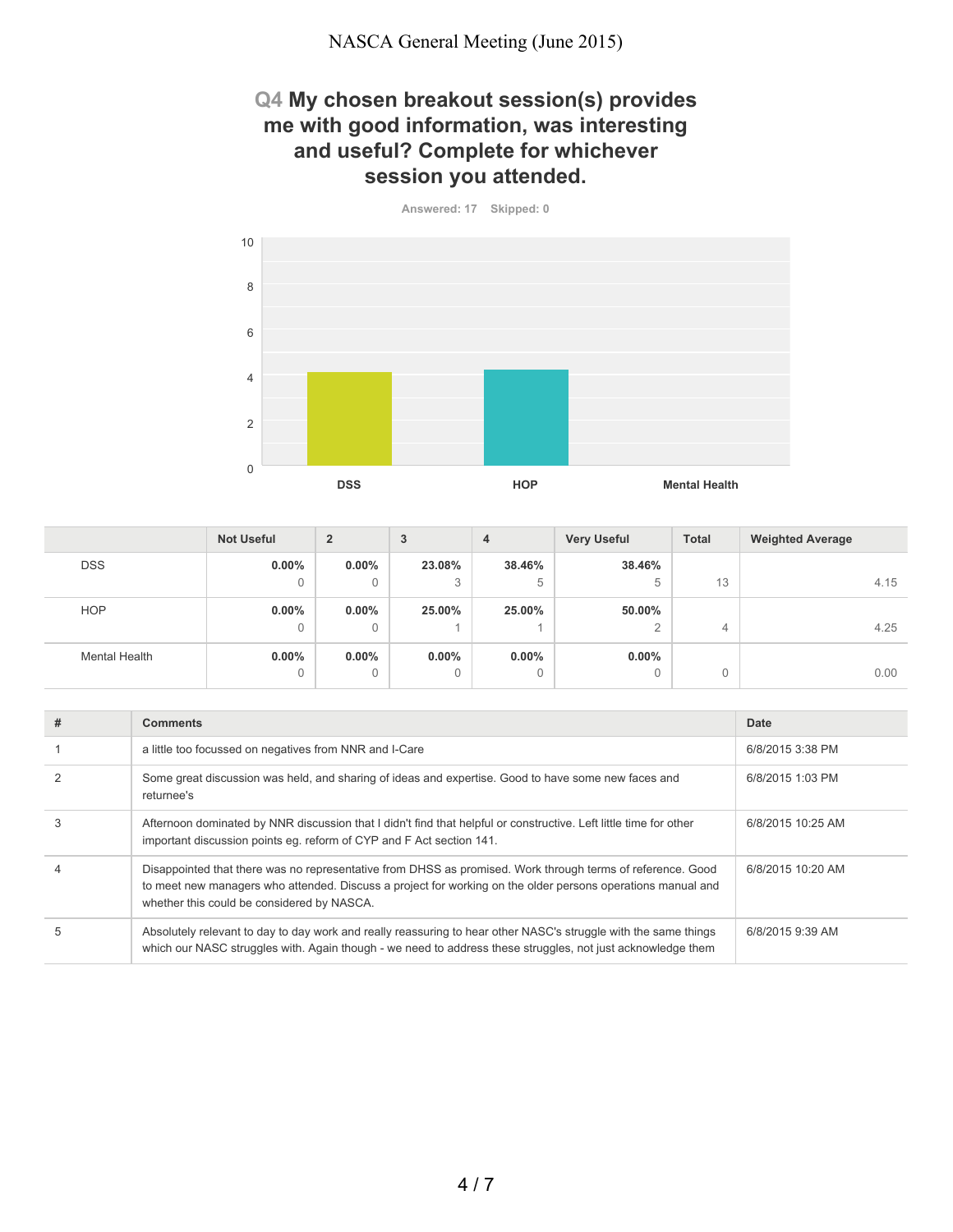## Q4 My chosen breakout session(s) provides me with good information, was interesting and useful? Complete for whichever session you attended.

Answered: 17 Skipped: 0

| | Not Useful | 2 | 3 | 4 | Very Useful | Total | Weighted Average |
|---|---|---|---|---|---|---|---|
| DSS | 0.00% 0 | 0.00% 0 | 23.08% 3 | 38.46% 5 | 38.46% 5 | 13 | 4.15 |
| HOP | 0.00% 0 | 0.00% 0 | 25.00% 1 | 25.00% 1 | 50.00% 2 | 4 | 4.25 |
| Mental Health | 0.00% 0 | 0.00% 0 | 0.00% 0 | 0.00% 0 | 0.00% 0 | 0 | 0.00 |

| # | Comments | Date |
|---|---|---|
| 1 | a little too focussed on negatives from NNR and I-Care | 6/8/2015 3:38 PM |
| 2 | Some great discussion was held, and sharing of ideas and expertise. Good to have some new faces and returnee's | 6/8/2015 1:03 PM |
| 3 | Afternoon dominated by NNR discussion that I didn't find that helpful or constructive. Left little time for other important discussion points eg. reform of CYP and F Act section 141. | 6/8/2015 10:25 AM |
| 4 | Disappointed that there was no representative from DHSS as promised. Work through terms of reference. Good to meet new managers who attended. Discuss a project for working on the older persons operations manual and whether this could be considered by NASCA. | 6/8/2015 10:20 AM |
| 5 | Absolutely relevant to day to day work and really reassuring to hear other NASC's struggle with the same things which our NASC struggles with. Again though - we need to address these struggles, not just acknowledge them | 6/8/2015 9:39 AM |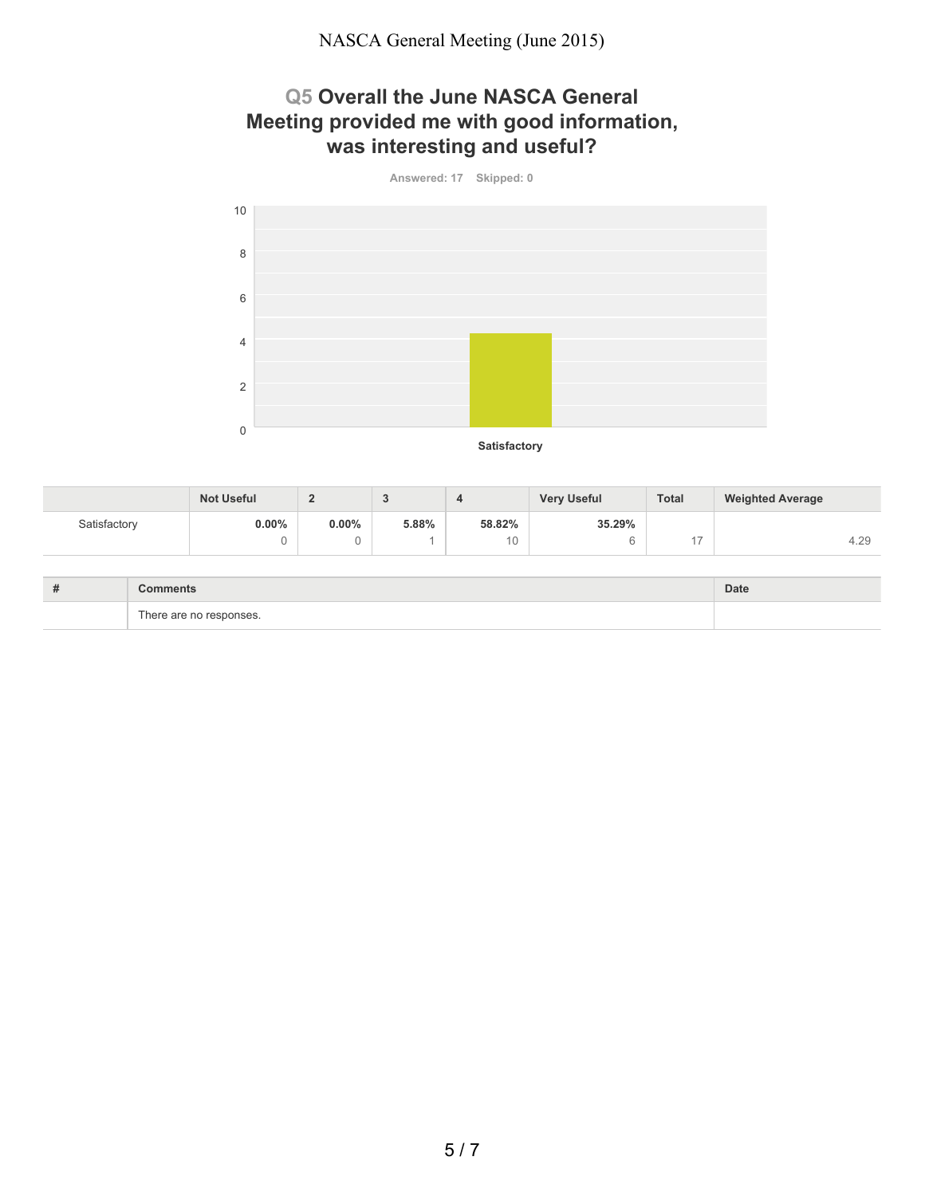## Q5 Overall the June NASCA General Meeting provided me with good information, was interesting and useful?

Answered: 17 Skipped: 0

| | Not Useful | 2 | 3 | 4 | Very Useful | Total | Weighted Average |
|---|---|---|---|---|---|---|---|
| Satisfactory | 0.00%<br>0 | 0.00%<br>0 | 5.88%<br>1 | 58.82%<br>10 | 35.29%<br>6 | 17 | 4.29 |

| # | Comments | Date |
|---|---|---|
| | There are no responses. | |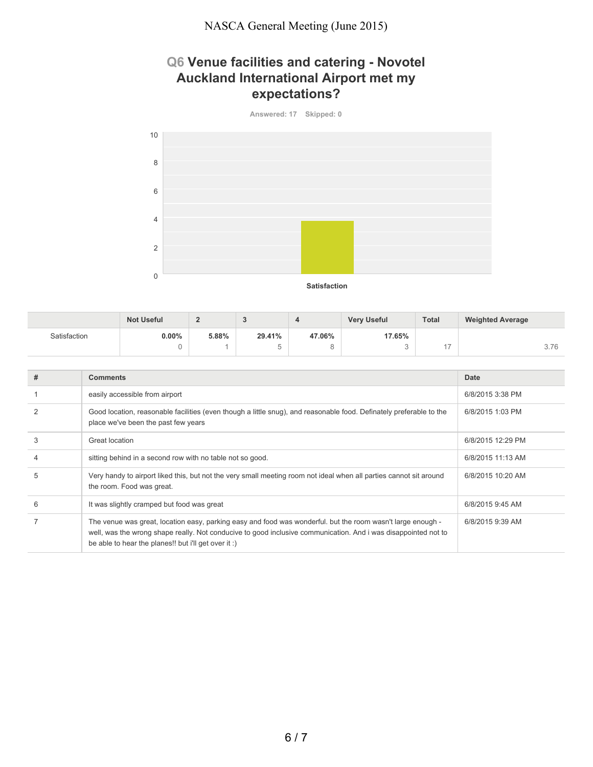## Q6 Venue facilities and catering - Novotel Auckland International Airport met my expectations?

Answered: 17 Skipped: 0

| | Not Useful | 2 | 3 | 4 | Very Useful | Total | Weighted Average |
|---|---|---|---|---|---|---|---|
| Satisfaction | 0.00%<br>0 | 5.88%<br>1 | 29.41%<br>5 | 47.06%<br>8 | 17.65%<br>3 | 17 | 3.76 |

| # | Comments | Date |
|---|---|---|
| 1 | easily accessible from airport | 6/8/2015 3:38 PM |
| 2 | Good location, reasonable facilities (even though a little snug), and reasonable food. Definately preferable to the place we've been the past few years | 6/8/2015 1:03 PM |
| 3 | Great location | 6/8/2015 12:29 PM |
| 4 | sitting behind in a second row with no table not so good. | 6/8/2015 11:13 AM |
| 5 | Very handy to airport liked this, but not the very small meeting room not ideal when all parties cannot sit around the room. Food was great. | 6/8/2015 10:20 AM |
| 6 | It was slightly cramped but food was great | 6/8/2015 9:45 AM |
| 7 | The venue was great, location easy, parking easy and food was wonderful. but the room wasn't large enough - well, was the wrong shape really. Not conducive to good inclusive communication. And i was disappointed not to be able to hear the planes!! but i'll get over it :) | 6/8/2015 9:39 AM |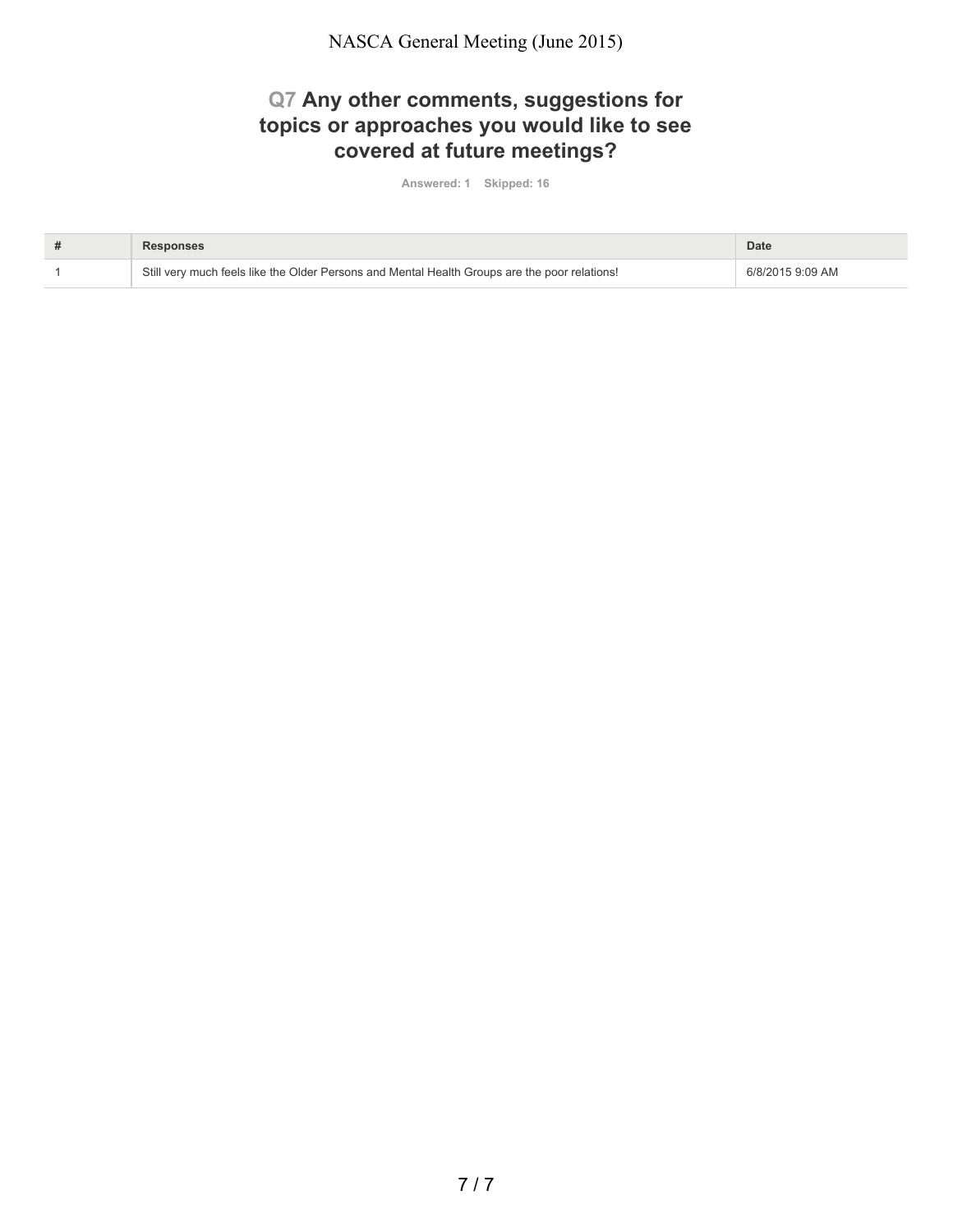## Q7 Any other comments, suggestions for topics or approaches you would like to see covered at future meetings?

Answered: 1 Skipped: 16

| # | Responses | Date |
| --- | --- | --- |
| 1 | Still very much feels like the Older Persons and Mental Health Groups are the poor relations! | 6/8/2015 9:09 AM |